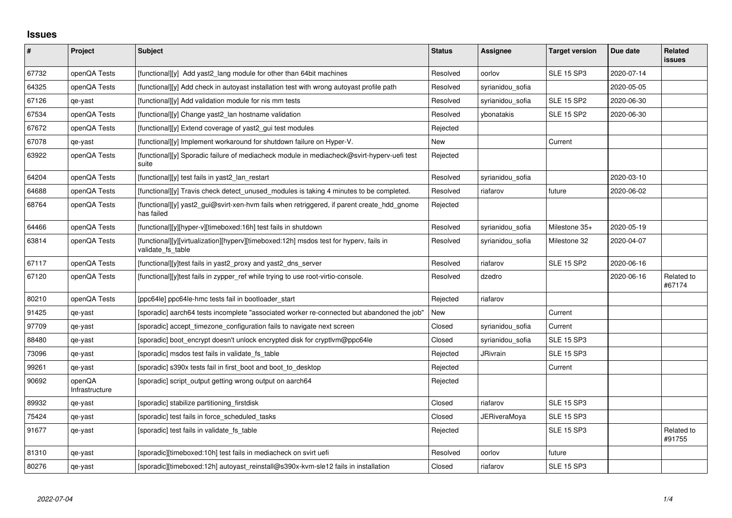# Issues

| # | Project | Subject | Status | Assignee | Target version | Due date | Related issues |
|---|---|---|---|---|---|---|---|
| 67732 | openQA Tests | [functional][y] Add yast2_lang module for other than 64bit machines | Resolved | oorlov | SLE 15 SP3 | 2020-07-14 | |
| 64325 | openQA Tests | [functional][y] Add check in autoyast installation test with wrong autoyast profile path | Resolved | syrianidou_sofia | | 2020-05-05 | |
| 67126 | qe-yast | [functional][y] Add validation module for nis mm tests | Resolved | syrianidou_sofia | SLE 15 SP2 | 2020-06-30 | |
| 67534 | openQA Tests | [functional][y] Change yast2_lan hostname validation | Resolved | ybonatakis | SLE 15 SP2 | 2020-06-30 | |
| 67672 | openQA Tests | [functional][y] Extend coverage of yast2_gui test modules | Rejected | | | | |
| 67078 | qe-yast | [functional][y] Implement workaround for shutdown failure on Hyper-V. | New | | Current | | |
| 63922 | openQA Tests | [functional][y] Sporadic failure of mediacheck module in mediacheck@svirt-hyperv-uefi test suite | Rejected | | | | |
| 64204 | openQA Tests | [functional][y] test fails in yast2_lan_restart | Resolved | syrianidou_sofia | | 2020-03-10 | |
| 64688 | openQA Tests | [functional][y] Travis check detect_unused_modules is taking 4 minutes to be completed. | Resolved | riafarov | future | 2020-06-02 | |
| 68764 | openQA Tests | [functional][y] yast2_gui@svirt-xen-hvm fails when retriggered, if parent create_hdd_gnome has failed | Rejected | | | | |
| 64466 | openQA Tests | [functional][y][hyper-v][timeboxed:16h] test fails in shutdown | Resolved | syrianidou_sofia | Milestone 35+ | 2020-05-19 | |
| 63814 | openQA Tests | [functional][y][virtualization][hyperv][timeboxed:12h] msdos test for hyperv, fails in validate_fs_table | Resolved | syrianidou_sofia | Milestone 32 | 2020-04-07 | |
| 67117 | openQA Tests | [functional][y]test fails in yast2_proxy and yast2_dns_server | Resolved | riafarov | SLE 15 SP2 | 2020-06-16 | |
| 67120 | openQA Tests | [functional][y]test fails in zypper_ref while trying to use root-virtio-console. | Resolved | dzedro | | 2020-06-16 | Related to #67174 |
| 80210 | openQA Tests | [ppc64le] ppc64le-hmc tests fail in bootloader_start | Rejected | riafarov | | | |
| 91425 | qe-yast | [sporadic] aarch64 tests incomplete "associated worker re-connected but abandoned the job" | New | | Current | | |
| 97709 | qe-yast | [sporadic] accept_timezone_configuration fails to navigate next screen | Closed | syrianidou_sofia | Current | | |
| 88480 | qe-yast | [sporadic] boot_encrypt doesn't unlock encrypted disk for cryptlvm@ppc64le | Closed | syrianidou_sofia | SLE 15 SP3 | | |
| 73096 | qe-yast | [sporadic] msdos test fails in validate_fs_table | Rejected | JRivrain | SLE 15 SP3 | | |
| 99261 | qe-yast | [sporadic] s390x tests fail in first_boot and boot_to_desktop | Rejected | | Current | | |
| 90692 | openQA Infrastructure | [sporadic] script_output getting wrong output on aarch64 | Rejected | | | | |
| 89932 | qe-yast | [sporadic] stabilize partitioning_firstdisk | Closed | riafarov | SLE 15 SP3 | | |
| 75424 | qe-yast | [sporadic] test fails in force_scheduled_tasks | Closed | JERiveraMoya | SLE 15 SP3 | | |
| 91677 | qe-yast | [sporadic] test fails in validate_fs_table | Rejected | | SLE 15 SP3 | | Related to #91755 |
| 81310 | qe-yast | [sporadic][timeboxed:10h] test fails in mediacheck on svirt uefi | Resolved | oorlov | future | | |
| 80276 | qe-yast | [sporadic][timeboxed:12h] autoyast_reinstall@s390x-kvm-sle12 fails in installation | Closed | riafarov | SLE 15 SP3 | | |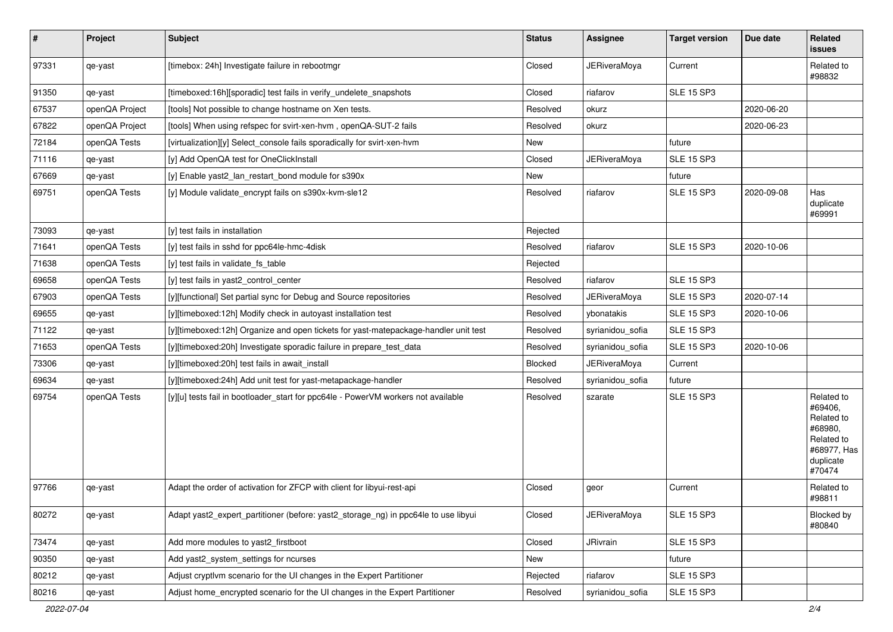| # | Project | Subject | Status | Assignee | Target version | Due date | Related issues |
|---|---|---|---|---|---|---|---|
| 97331 | qe-yast | [timebox: 24h] Investigate failure in rebootmgr | Closed | JERiveraMoya | Current | | Related to #98832 |
| 91350 | qe-yast | [timeboxed:16h][sporadic] test fails in verify_undelete_snapshots | Closed | riafarov | SLE 15 SP3 | | |
| 67537 | openQA Project | [tools] Not possible to change hostname on Xen tests. | Resolved | okurz | | 2020-06-20 | |
| 67822 | openQA Project | [tools] When using refspec for svirt-xen-hvm , openQA-SUT-2 fails | Resolved | okurz | | 2020-06-23 | |
| 72184 | openQA Tests | [virtualization][y] Select_console fails sporadically for svirt-xen-hvm | New | | future | | |
| 71116 | qe-yast | [y] Add OpenQA test for OneClickInstall | Closed | JERiveraMoya | SLE 15 SP3 | | |
| 67669 | qe-yast | [y] Enable yast2_lan_restart_bond module for s390x | New | | future | | |
| 69751 | openQA Tests | [y] Module validate_encrypt fails on s390x-kvm-sle12 | Resolved | riafarov | SLE 15 SP3 | 2020-09-08 | Has duplicate #69991 |
| 73093 | qe-yast | [y] test fails in installation | Rejected | | | | |
| 71641 | openQA Tests | [y] test fails in sshd for ppc64le-hmc-4disk | Resolved | riafarov | SLE 15 SP3 | 2020-10-06 | |
| 71638 | openQA Tests | [y] test fails in validate_fs_table | Rejected | | | | |
| 69658 | openQA Tests | [y] test fails in yast2_control_center | Resolved | riafarov | SLE 15 SP3 | | |
| 67903 | openQA Tests | [y][functional] Set partial sync for Debug and Source repositories | Resolved | JERiveraMoya | SLE 15 SP3 | 2020-07-14 | |
| 69655 | qe-yast | [y][timeboxed:12h] Modify check in autoyast installation test | Resolved | ybonatakis | SLE 15 SP3 | 2020-10-06 | |
| 71122 | qe-yast | [y][timeboxed:12h] Organize and open tickets for yast-matepackage-handler unit test | Resolved | syrianidou_sofia | SLE 15 SP3 | | |
| 71653 | openQA Tests | [y][timeboxed:20h] Investigate sporadic failure in prepare_test_data | Resolved | syrianidou_sofia | SLE 15 SP3 | 2020-10-06 | |
| 73306 | qe-yast | [y][timeboxed:20h] test fails in await_install | Blocked | JERiveraMoya | Current | | |
| 69634 | qe-yast | [y][timeboxed:24h] Add unit test for yast-metapackage-handler | Resolved | syrianidou_sofia | future | | |
| 69754 | openQA Tests | [y][u] tests fail in bootloader_start for ppc64le - PowerVM workers not available | Resolved | szarate | SLE 15 SP3 | | Related to #69406, Related to #68980, Related to #68977, Has duplicate #70474 |
| 97766 | qe-yast | Adapt the order of activation for ZFCP with client for libyui-rest-api | Closed | geor | Current | | Related to #98811 |
| 80272 | qe-yast | Adapt yast2_expert_partitioner (before: yast2_storage_ng) in ppc64le to use libyui | Closed | JERiveraMoya | SLE 15 SP3 | | Blocked by #80840 |
| 73474 | qe-yast | Add more modules to yast2_firstboot | Closed | JRivrain | SLE 15 SP3 | | |
| 90350 | qe-yast | Add yast2_system_settings for ncurses | New | | future | | |
| 80212 | qe-yast | Adjust cryptlvm scenario for the UI changes in the Expert Partitioner | Rejected | riafarov | SLE 15 SP3 | | |
| 80216 | qe-yast | Adjust home_encrypted scenario for the UI changes in the Expert Partitioner | Resolved | syrianidou_sofia | SLE 15 SP3 | | |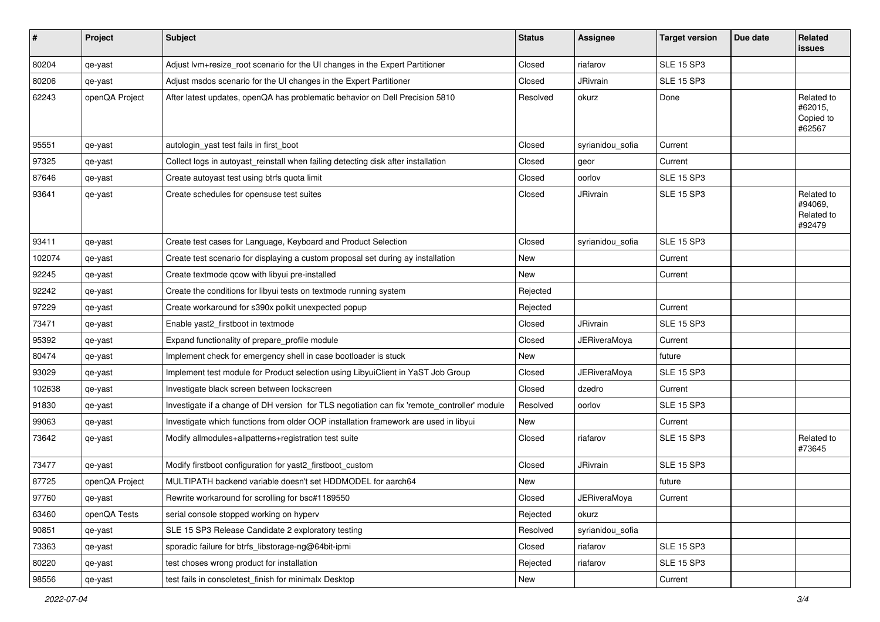| # | Project | Subject | Status | Assignee | Target version | Due date | Related issues |
|---|---|---|---|---|---|---|---|
| 80204 | qe-yast | Adjust lvm+resize_root scenario for the UI changes in the Expert Partitioner | Closed | riafarov | SLE 15 SP3 | | |
| 80206 | qe-yast | Adjust msdos scenario for the UI changes in the Expert Partitioner | Closed | JRivrain | SLE 15 SP3 | | |
| 62243 | openQA Project | After latest updates, openQA has problematic behavior on Dell Precision 5810 | Resolved | okurz | Done | | Related to #62015, Copied to #62567 |
| 95551 | qe-yast | autologin_yast test fails in first_boot | Closed | syrianidou_sofia | Current | | |
| 97325 | qe-yast | Collect logs in autoyast_reinstall when failing detecting disk after installation | Closed | geor | Current | | |
| 87646 | qe-yast | Create autoyast test using btrfs quota limit | Closed | oorlov | SLE 15 SP3 | | |
| 93641 | qe-yast | Create schedules for opensuse test suites | Closed | JRivrain | SLE 15 SP3 | | Related to #94069, Related to #92479 |
| 93411 | qe-yast | Create test cases for Language, Keyboard and Product Selection | Closed | syrianidou_sofia | SLE 15 SP3 | | |
| 102074 | qe-yast | Create test scenario for displaying a custom proposal set during ay installation | New | | Current | | |
| 92245 | qe-yast | Create textmode qcow with libyui pre-installed | New | | Current | | |
| 92242 | qe-yast | Create the conditions for libyui tests on textmode running system | Rejected | | | | |
| 97229 | qe-yast | Create workaround for s390x polkit unexpected popup | Rejected | | Current | | |
| 73471 | qe-yast | Enable yast2_firstboot in textmode | Closed | JRivrain | SLE 15 SP3 | | |
| 95392 | qe-yast | Expand functionality of prepare_profile module | Closed | JERiveraMoya | Current | | |
| 80474 | qe-yast | Implement check for emergency shell in case bootloader is stuck | New | | future | | |
| 93029 | qe-yast | Implement test module for Product selection using LibyuiClient in YaST Job Group | Closed | JERiveraMoya | SLE 15 SP3 | | |
| 102638 | qe-yast | Investigate black screen between lockscreen | Closed | dzedro | Current | | |
| 91830 | qe-yast | Investigate if a change of DH version for TLS negotiation can fix 'remote_controller' module | Resolved | oorlov | SLE 15 SP3 | | |
| 99063 | qe-yast | Investigate which functions from older OOP installation framework are used in libyui | New | | Current | | |
| 73642 | qe-yast | Modify allmodules+allpatterns+registration test suite | Closed | riafarov | SLE 15 SP3 | | Related to #73645 |
| 73477 | qe-yast | Modify firstboot configuration for yast2_firstboot_custom | Closed | JRivrain | SLE 15 SP3 | | |
| 87725 | openQA Project | MULTIPATH backend variable doesn't set HDDMODEL for aarch64 | New | | future | | |
| 97760 | qe-yast | Rewrite workaround for scrolling for bsc#1189550 | Closed | JERiveraMoya | Current | | |
| 63460 | openQA Tests | serial console stopped working on hyperv | Rejected | okurz | | | |
| 90851 | qe-yast | SLE 15 SP3 Release Candidate 2 exploratory testing | Resolved | syrianidou_sofia | | | |
| 73363 | qe-yast | sporadic failure for btrfs_libstorage-ng@64bit-ipmi | Closed | riafarov | SLE 15 SP3 | | |
| 80220 | qe-yast | test choses wrong product for installation | Rejected | riafarov | SLE 15 SP3 | | |
| 98556 | qe-yast | test fails in consoletest_finish for minimalx Desktop | New | | Current | | |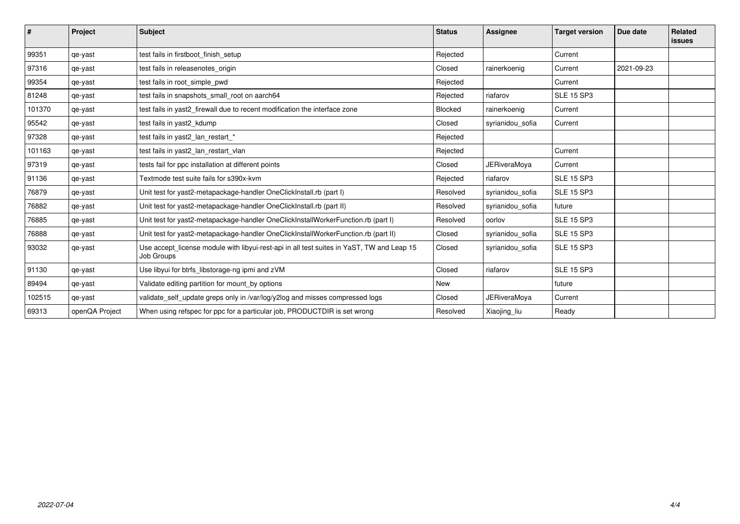| # | Project | Subject | Status | Assignee | Target version | Due date | Related issues |
|---|---|---|---|---|---|---|---|
| 99351 | qe-yast | test fails in firstboot_finish_setup | Rejected | | Current | | |
| 97316 | qe-yast | test fails in releasenotes_origin | Closed | rainerkoenig | Current | 2021-09-23 | |
| 99354 | qe-yast | test fails in root_simple_pwd | Rejected | | Current | | |
| 81248 | qe-yast | test fails in snapshots_small_root on aarch64 | Rejected | riafarov | SLE 15 SP3 | | |
| 101370 | qe-yast | test fails in yast2_firewall due to recent modification the interface zone | Blocked | rainerkoenig | Current | | |
| 95542 | qe-yast | test fails in yast2_kdump | Closed | syrianidou_sofia | Current | | |
| 97328 | qe-yast | test fails in yast2_lan_restart_* | Rejected | | | | |
| 101163 | qe-yast | test fails in yast2_lan_restart_vlan | Rejected | | Current | | |
| 97319 | qe-yast | tests fail for ppc installation at different points | Closed | JERiveraMoya | Current | | |
| 91136 | qe-yast | Textmode test suite fails for s390x-kvm | Rejected | riafarov | SLE 15 SP3 | | |
| 76879 | qe-yast | Unit test for yast2-metapackage-handler OneClickInstall.rb (part I) | Resolved | syrianidou_sofia | SLE 15 SP3 | | |
| 76882 | qe-yast | Unit test for yast2-metapackage-handler OneClickInstall.rb (part II) | Resolved | syrianidou_sofia | future | | |
| 76885 | qe-yast | Unit test for yast2-metapackage-handler OneClickInstallWorkerFunction.rb (part I) | Resolved | oorlov | SLE 15 SP3 | | |
| 76888 | qe-yast | Unit test for yast2-metapackage-handler OneClickInstallWorkerFunction.rb (part II) | Closed | syrianidou_sofia | SLE 15 SP3 | | |
| 93032 | qe-yast | Use accept_license module with libyui-rest-api in all test suites in YaST, TW and Leap 15 Job Groups | Closed | syrianidou_sofia | SLE 15 SP3 | | |
| 91130 | qe-yast | Use libyui for btrfs_libstorage-ng ipmi and zVM | Closed | riafarov | SLE 15 SP3 | | |
| 89494 | qe-yast | Validate editing partition for mount_by options | New | | future | | |
| 102515 | qe-yast | validate_self_update greps only in /var/log/y2log and misses compressed logs | Closed | JERiveraMoya | Current | | |
| 69313 | openQA Project | When using refspec for ppc for a particular job, PRODUCTDIR is set wrong | Resolved | Xiaojing_liu | Ready | | |